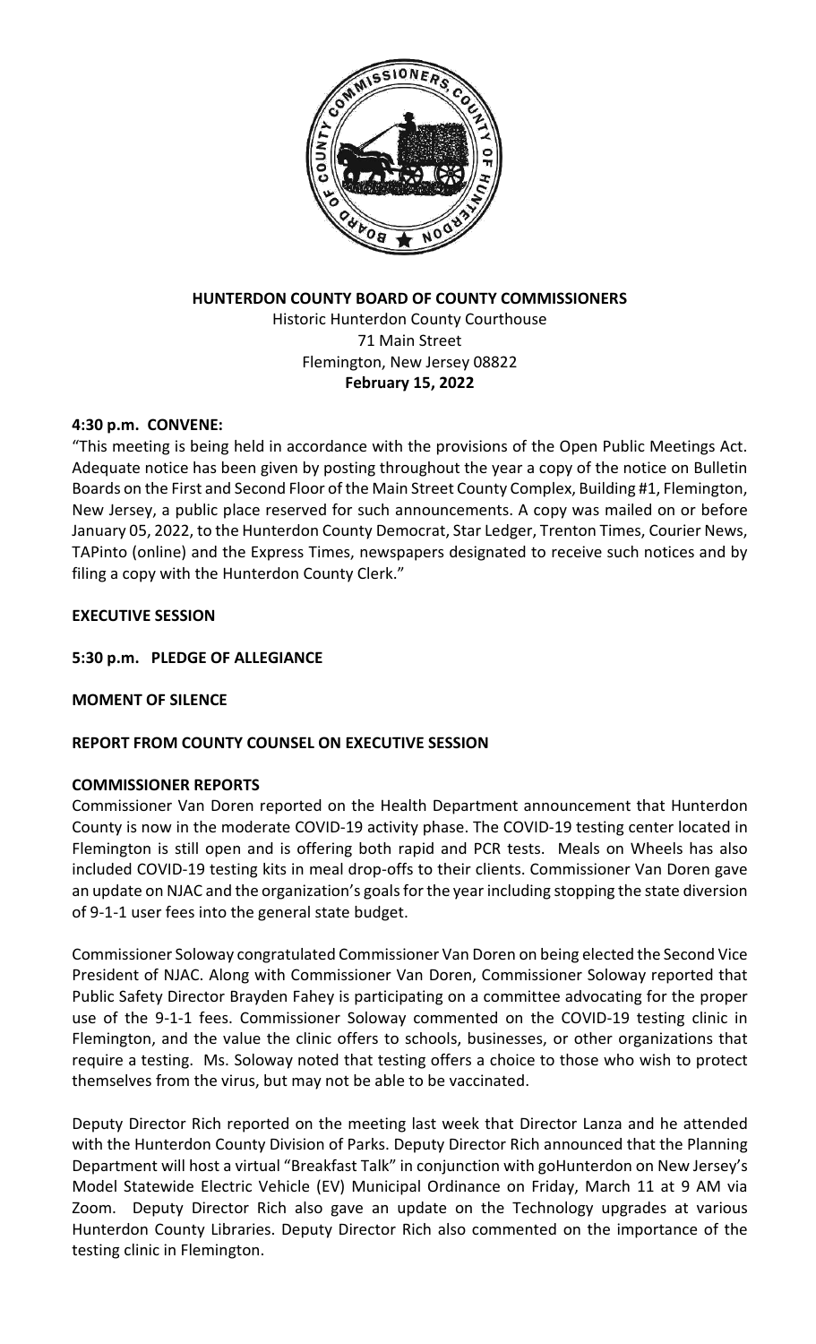**HUNTERDON COUNTY BOARD OF COUNTY COMMISSIONERS**

Historic Hunterdon County Courthouse
71 Main Street
Flemington, New Jersey 08822
**February 15, 2022**

**4:30 p.m. CONVENE:**

"This meeting is being held in accordance with the provisions of the Open Public Meetings Act. Adequate notice has been given by posting throughout the year a copy of the notice on Bulletin Boards on the First and Second Floor of the Main Street County Complex, Building #1, Flemington, New Jersey, a public place reserved for such announcements. A copy was mailed on or before January 05, 2022, to the Hunterdon County Democrat, Star Ledger, Trenton Times, Courier News, TAPinto (online) and the Express Times, newspapers designated to receive such notices and by filing a copy with the Hunterdon County Clerk."

**EXECUTIVE SESSION**

**5:30 p.m. PLEDGE OF ALLEGIANCE**

**MOMENT OF SILENCE**

**REPORT FROM COUNTY COUNSEL ON EXECUTIVE SESSION**

**COMMISSIONER REPORTS**

Commissioner Van Doren reported on the Health Department announcement that Hunterdon County is now in the moderate COVID-19 activity phase. The COVID-19 testing center located in Flemington is still open and is offering both rapid and PCR tests. Meals on Wheels has also included COVID-19 testing kits in meal drop-offs to their clients. Commissioner Van Doren gave an update on NJAC and the organization's goals for the year including stopping the state diversion of 9-1-1 user fees into the general state budget.

Commissioner Soloway congratulated Commissioner Van Doren on being elected the Second Vice President of NJAC. Along with Commissioner Van Doren, Commissioner Soloway reported that Public Safety Director Brayden Fahey is participating on a committee advocating for the proper use of the 9-1-1 fees. Commissioner Soloway commented on the COVID-19 testing clinic in Flemington, and the value the clinic offers to schools, businesses, or other organizations that require a testing. Ms. Soloway noted that testing offers a choice to those who wish to protect themselves from the virus, but may not be able to be vaccinated.

Deputy Director Rich reported on the meeting last week that Director Lanza and he attended with the Hunterdon County Division of Parks. Deputy Director Rich announced that the Planning Department will host a virtual "Breakfast Talk" in conjunction with goHunterdon on New Jersey's Model Statewide Electric Vehicle (EV) Municipal Ordinance on Friday, March 11 at 9 AM via Zoom. Deputy Director Rich also gave an update on the Technology upgrades at various Hunterdon County Libraries. Deputy Director Rich also commented on the importance of the testing clinic in Flemington.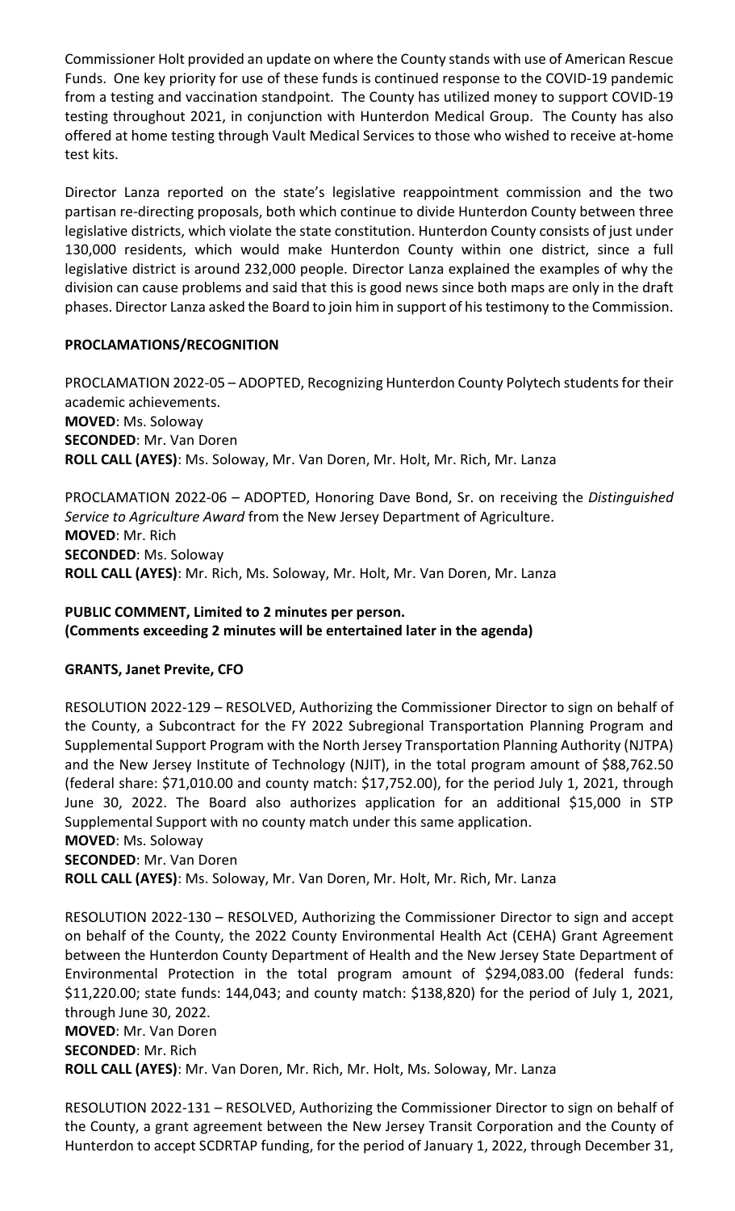Commissioner Holt provided an update on where the County stands with use of American Rescue Funds. One key priority for use of these funds is continued response to the COVID-19 pandemic from a testing and vaccination standpoint. The County has utilized money to support COVID-19 testing throughout 2021, in conjunction with Hunterdon Medical Group. The County has also offered at home testing through Vault Medical Services to those who wished to receive at-home test kits.

Director Lanza reported on the state's legislative reappointment commission and the two partisan re-directing proposals, both which continue to divide Hunterdon County between three legislative districts, which violate the state constitution. Hunterdon County consists of just under 130,000 residents, which would make Hunterdon County within one district, since a full legislative district is around 232,000 people. Director Lanza explained the examples of why the division can cause problems and said that this is good news since both maps are only in the draft phases. Director Lanza asked the Board to join him in support of his testimony to the Commission.

**PROCLAMATIONS/RECOGNITION**

PROCLAMATION 2022-05 – ADOPTED, Recognizing Hunterdon County Polytech students for their academic achievements.
**MOVED**: Ms. Soloway
**SECONDED**: Mr. Van Doren
**ROLL CALL (AYES)**: Ms. Soloway, Mr. Van Doren, Mr. Holt, Mr. Rich, Mr. Lanza

PROCLAMATION 2022-06 – ADOPTED, Honoring Dave Bond, Sr. on receiving the *Distinguished Service to Agriculture Award* from the New Jersey Department of Agriculture.
**MOVED**: Mr. Rich
**SECONDED**: Ms. Soloway
**ROLL CALL (AYES)**: Mr. Rich, Ms. Soloway, Mr. Holt, Mr. Van Doren, Mr. Lanza

**PUBLIC COMMENT, Limited to 2 minutes per person.**
**(Comments exceeding 2 minutes will be entertained later in the agenda)**

**GRANTS, Janet Previte, CFO**

RESOLUTION 2022-129 – RESOLVED, Authorizing the Commissioner Director to sign on behalf of the County, a Subcontract for the FY 2022 Subregional Transportation Planning Program and Supplemental Support Program with the North Jersey Transportation Planning Authority (NJTPA) and the New Jersey Institute of Technology (NJIT), in the total program amount of $88,762.50 (federal share: $71,010.00 and county match: $17,752.00), for the period July 1, 2021, through June 30, 2022. The Board also authorizes application for an additional $15,000 in STP Supplemental Support with no county match under this same application.
**MOVED**: Ms. Soloway
**SECONDED**: Mr. Van Doren
**ROLL CALL (AYES)**: Ms. Soloway, Mr. Van Doren, Mr. Holt, Mr. Rich, Mr. Lanza

RESOLUTION 2022-130 – RESOLVED, Authorizing the Commissioner Director to sign and accept on behalf of the County, the 2022 County Environmental Health Act (CEHA) Grant Agreement between the Hunterdon County Department of Health and the New Jersey State Department of Environmental Protection in the total program amount of $294,083.00 (federal funds: $11,220.00; state funds: 144,043; and county match: $138,820) for the period of July 1, 2021, through June 30, 2022.
**MOVED**: Mr. Van Doren
**SECONDED**: Mr. Rich
**ROLL CALL (AYES)**: Mr. Van Doren, Mr. Rich, Mr. Holt, Ms. Soloway, Mr. Lanza

RESOLUTION 2022-131 – RESOLVED, Authorizing the Commissioner Director to sign on behalf of the County, a grant agreement between the New Jersey Transit Corporation and the County of Hunterdon to accept SCDRTAP funding, for the period of January 1, 2022, through December 31,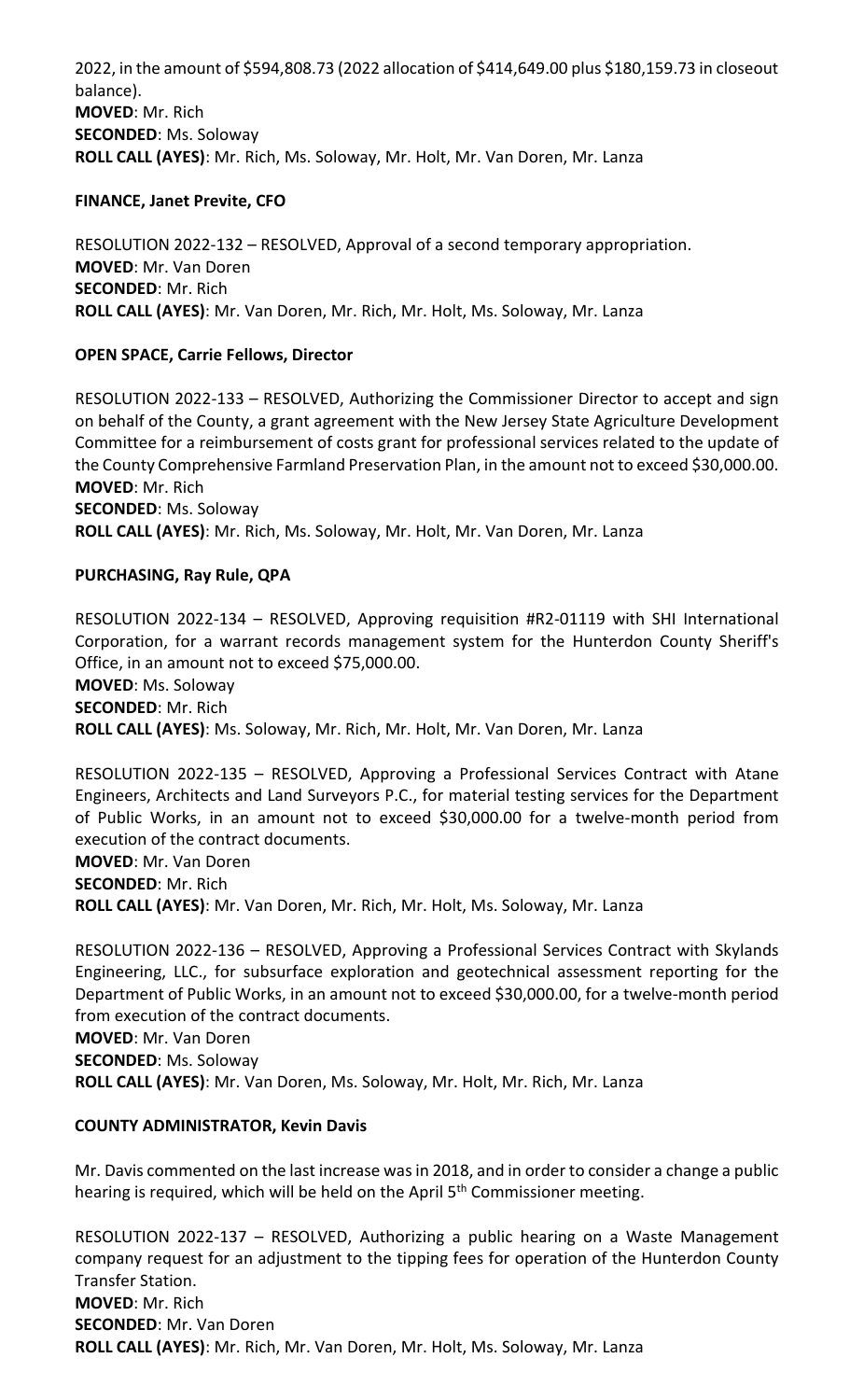2022, in the amount of $594,808.73 (2022 allocation of $414,649.00 plus $180,159.73 in closeout balance).
**MOVED**: Mr. Rich
**SECONDED**: Ms. Soloway
**ROLL CALL (AYES)**: Mr. Rich, Ms. Soloway, Mr. Holt, Mr. Van Doren, Mr. Lanza

**FINANCE, Janet Previte, CFO**

RESOLUTION 2022-132 – RESOLVED, Approval of a second temporary appropriation.
**MOVED**: Mr. Van Doren
**SECONDED**: Mr. Rich
**ROLL CALL (AYES)**: Mr. Van Doren, Mr. Rich, Mr. Holt, Ms. Soloway, Mr. Lanza

**OPEN SPACE, Carrie Fellows, Director**

RESOLUTION 2022-133 – RESOLVED, Authorizing the Commissioner Director to accept and sign on behalf of the County, a grant agreement with the New Jersey State Agriculture Development Committee for a reimbursement of costs grant for professional services related to the update of the County Comprehensive Farmland Preservation Plan, in the amount not to exceed $30,000.00.
**MOVED**: Mr. Rich
**SECONDED**: Ms. Soloway
**ROLL CALL (AYES)**: Mr. Rich, Ms. Soloway, Mr. Holt, Mr. Van Doren, Mr. Lanza

**PURCHASING, Ray Rule, QPA**

RESOLUTION 2022-134 – RESOLVED, Approving requisition #R2-01119 with SHI International Corporation, for a warrant records management system for the Hunterdon County Sheriff's Office, in an amount not to exceed $75,000.00.
**MOVED**: Ms. Soloway
**SECONDED**: Mr. Rich
**ROLL CALL (AYES)**: Ms. Soloway, Mr. Rich, Mr. Holt, Mr. Van Doren, Mr. Lanza

RESOLUTION 2022-135 – RESOLVED, Approving a Professional Services Contract with Atane Engineers, Architects and Land Surveyors P.C., for material testing services for the Department of Public Works, in an amount not to exceed $30,000.00 for a twelve-month period from execution of the contract documents.
**MOVED**: Mr. Van Doren
**SECONDED**: Mr. Rich
**ROLL CALL (AYES)**: Mr. Van Doren, Mr. Rich, Mr. Holt, Ms. Soloway, Mr. Lanza

RESOLUTION 2022-136 – RESOLVED, Approving a Professional Services Contract with Skylands Engineering, LLC., for subsurface exploration and geotechnical assessment reporting for the Department of Public Works, in an amount not to exceed $30,000.00, for a twelve-month period from execution of the contract documents.
**MOVED**: Mr. Van Doren
**SECONDED**: Ms. Soloway
**ROLL CALL (AYES)**: Mr. Van Doren, Ms. Soloway, Mr. Holt, Mr. Rich, Mr. Lanza

**COUNTY ADMINISTRATOR, Kevin Davis**

Mr. Davis commented on the last increase was in 2018, and in order to consider a change a public hearing is required, which will be held on the April 5th Commissioner meeting.

RESOLUTION 2022-137 – RESOLVED, Authorizing a public hearing on a Waste Management company request for an adjustment to the tipping fees for operation of the Hunterdon County Transfer Station.
**MOVED**: Mr. Rich
**SECONDED**: Mr. Van Doren
**ROLL CALL (AYES)**: Mr. Rich, Mr. Van Doren, Mr. Holt, Ms. Soloway, Mr. Lanza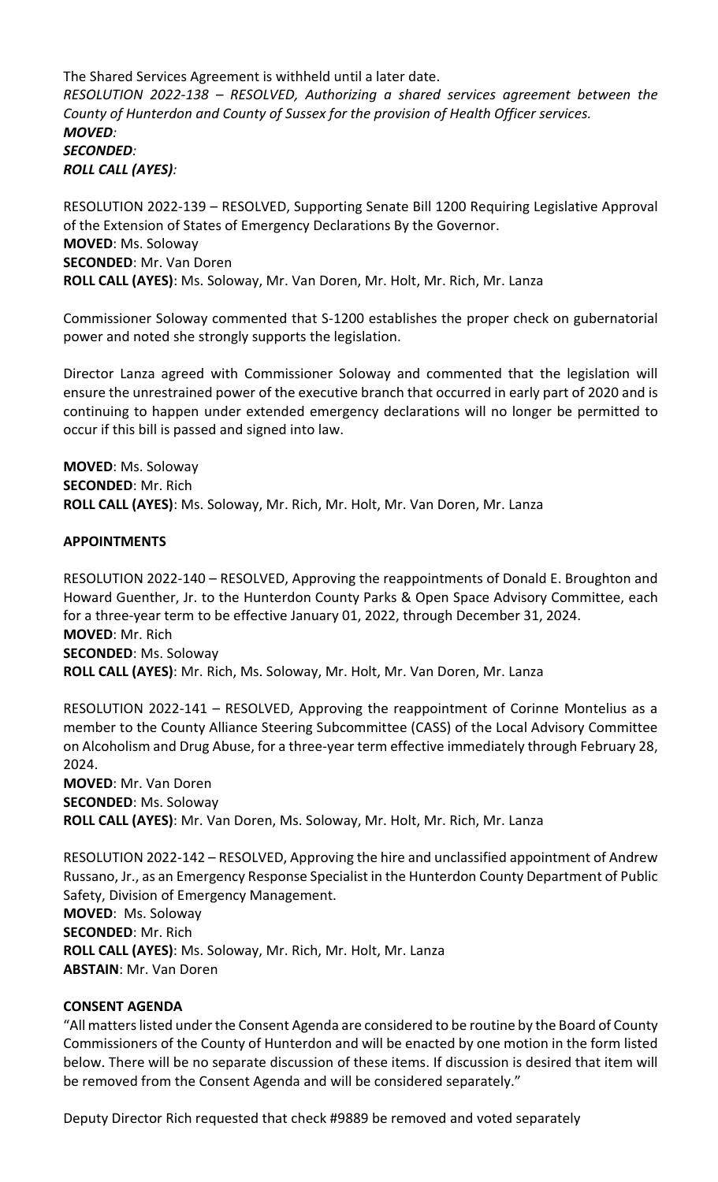The Shared Services Agreement is withheld until a later date.

*RESOLUTION 2022-138 – RESOLVED, Authorizing a shared services agreement between the County of Hunterdon and County of Sussex for the provision of Health Officer services.*
***MOVED:***
***SECONDED:***
***ROLL CALL (AYES):***

RESOLUTION 2022-139 – RESOLVED, Supporting Senate Bill 1200 Requiring Legislative Approval of the Extension of States of Emergency Declarations By the Governor.
**MOVED**: Ms. Soloway
**SECONDED**: Mr. Van Doren
**ROLL CALL (AYES)**: Ms. Soloway, Mr. Van Doren, Mr. Holt, Mr. Rich, Mr. Lanza

Commissioner Soloway commented that S-1200 establishes the proper check on gubernatorial power and noted she strongly supports the legislation.

Director Lanza agreed with Commissioner Soloway and commented that the legislation will ensure the unrestrained power of the executive branch that occurred in early part of 2020 and is continuing to happen under extended emergency declarations will no longer be permitted to occur if this bill is passed and signed into law.

**MOVED**: Ms. Soloway
**SECONDED**: Mr. Rich
**ROLL CALL (AYES)**: Ms. Soloway, Mr. Rich, Mr. Holt, Mr. Van Doren, Mr. Lanza

**APPOINTMENTS**

RESOLUTION 2022-140 – RESOLVED, Approving the reappointments of Donald E. Broughton and Howard Guenther, Jr. to the Hunterdon County Parks & Open Space Advisory Committee, each for a three-year term to be effective January 01, 2022, through December 31, 2024.
**MOVED**: Mr. Rich
**SECONDED**: Ms. Soloway
**ROLL CALL (AYES)**: Mr. Rich, Ms. Soloway, Mr. Holt, Mr. Van Doren, Mr. Lanza

RESOLUTION 2022-141 – RESOLVED, Approving the reappointment of Corinne Montelius as a member to the County Alliance Steering Subcommittee (CASS) of the Local Advisory Committee on Alcoholism and Drug Abuse, for a three-year term effective immediately through February 28, 2024.
**MOVED**: Mr. Van Doren
**SECONDED**: Ms. Soloway
**ROLL CALL (AYES)**: Mr. Van Doren, Ms. Soloway, Mr. Holt, Mr. Rich, Mr. Lanza

RESOLUTION 2022-142 – RESOLVED, Approving the hire and unclassified appointment of Andrew Russano, Jr., as an Emergency Response Specialist in the Hunterdon County Department of Public Safety, Division of Emergency Management.
**MOVED**: Ms. Soloway
**SECONDED**: Mr. Rich
**ROLL CALL (AYES)**: Ms. Soloway, Mr. Rich, Mr. Holt, Mr. Lanza
**ABSTAIN**: Mr. Van Doren

**CONSENT AGENDA**

"All matters listed under the Consent Agenda are considered to be routine by the Board of County Commissioners of the County of Hunterdon and will be enacted by one motion in the form listed below. There will be no separate discussion of these items. If discussion is desired that item will be removed from the Consent Agenda and will be considered separately."

Deputy Director Rich requested that check #9889 be removed and voted separately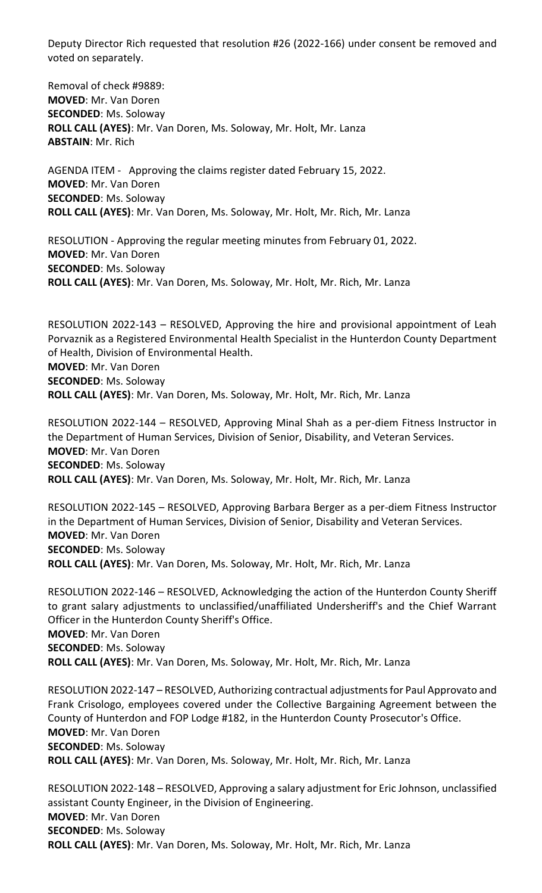Deputy Director Rich requested that resolution #26 (2022-166) under consent be removed and voted on separately.

Removal of check #9889:
**MOVED**: Mr. Van Doren
**SECONDED**: Ms. Soloway
**ROLL CALL (AYES)**: Mr. Van Doren, Ms. Soloway, Mr. Holt, Mr. Lanza
**ABSTAIN**: Mr. Rich

AGENDA ITEM - Approving the claims register dated February 15, 2022.
**MOVED**: Mr. Van Doren
**SECONDED**: Ms. Soloway
**ROLL CALL (AYES)**: Mr. Van Doren, Ms. Soloway, Mr. Holt, Mr. Rich, Mr. Lanza

RESOLUTION - Approving the regular meeting minutes from February 01, 2022.
**MOVED**: Mr. Van Doren
**SECONDED**: Ms. Soloway
**ROLL CALL (AYES)**: Mr. Van Doren, Ms. Soloway, Mr. Holt, Mr. Rich, Mr. Lanza

RESOLUTION 2022-143 – RESOLVED, Approving the hire and provisional appointment of Leah Porvaznik as a Registered Environmental Health Specialist in the Hunterdon County Department of Health, Division of Environmental Health.
**MOVED**: Mr. Van Doren
**SECONDED**: Ms. Soloway
**ROLL CALL (AYES)**: Mr. Van Doren, Ms. Soloway, Mr. Holt, Mr. Rich, Mr. Lanza

RESOLUTION 2022-144 – RESOLVED, Approving Minal Shah as a per-diem Fitness Instructor in the Department of Human Services, Division of Senior, Disability, and Veteran Services.
**MOVED**: Mr. Van Doren
**SECONDED**: Ms. Soloway
**ROLL CALL (AYES)**: Mr. Van Doren, Ms. Soloway, Mr. Holt, Mr. Rich, Mr. Lanza

RESOLUTION 2022-145 – RESOLVED, Approving Barbara Berger as a per-diem Fitness Instructor in the Department of Human Services, Division of Senior, Disability and Veteran Services.
**MOVED**: Mr. Van Doren
**SECONDED**: Ms. Soloway
**ROLL CALL (AYES)**: Mr. Van Doren, Ms. Soloway, Mr. Holt, Mr. Rich, Mr. Lanza

RESOLUTION 2022-146 – RESOLVED, Acknowledging the action of the Hunterdon County Sheriff to grant salary adjustments to unclassified/unaffiliated Undersheriff's and the Chief Warrant Officer in the Hunterdon County Sheriff's Office.
**MOVED**: Mr. Van Doren
**SECONDED**: Ms. Soloway
**ROLL CALL (AYES)**: Mr. Van Doren, Ms. Soloway, Mr. Holt, Mr. Rich, Mr. Lanza

RESOLUTION 2022-147 – RESOLVED, Authorizing contractual adjustments for Paul Approvato and Frank Crisologo, employees covered under the Collective Bargaining Agreement between the County of Hunterdon and FOP Lodge #182, in the Hunterdon County Prosecutor's Office.
**MOVED**: Mr. Van Doren
**SECONDED**: Ms. Soloway
**ROLL CALL (AYES)**: Mr. Van Doren, Ms. Soloway, Mr. Holt, Mr. Rich, Mr. Lanza

RESOLUTION 2022-148 – RESOLVED, Approving a salary adjustment for Eric Johnson, unclassified assistant County Engineer, in the Division of Engineering.
**MOVED**: Mr. Van Doren
**SECONDED**: Ms. Soloway
**ROLL CALL (AYES)**: Mr. Van Doren, Ms. Soloway, Mr. Holt, Mr. Rich, Mr. Lanza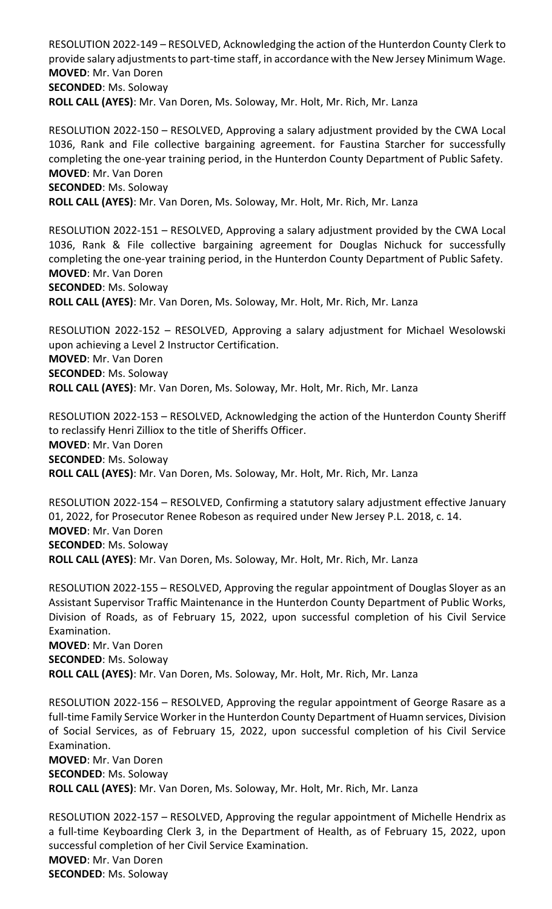RESOLUTION 2022-149 – RESOLVED, Acknowledging the action of the Hunterdon County Clerk to provide salary adjustments to part-time staff, in accordance with the New Jersey Minimum Wage.
**MOVED**: Mr. Van Doren
**SECONDED**: Ms. Soloway
**ROLL CALL (AYES)**: Mr. Van Doren, Ms. Soloway, Mr. Holt, Mr. Rich, Mr. Lanza

RESOLUTION 2022-150 – RESOLVED, Approving a salary adjustment provided by the CWA Local 1036, Rank and File collective bargaining agreement. for Faustina Starcher for successfully completing the one-year training period, in the Hunterdon County Department of Public Safety.
**MOVED**: Mr. Van Doren
**SECONDED**: Ms. Soloway
**ROLL CALL (AYES)**: Mr. Van Doren, Ms. Soloway, Mr. Holt, Mr. Rich, Mr. Lanza

RESOLUTION 2022-151 – RESOLVED, Approving a salary adjustment provided by the CWA Local 1036, Rank & File collective bargaining agreement for Douglas Nichuck for successfully completing the one-year training period, in the Hunterdon County Department of Public Safety.
**MOVED**: Mr. Van Doren
**SECONDED**: Ms. Soloway
**ROLL CALL (AYES)**: Mr. Van Doren, Ms. Soloway, Mr. Holt, Mr. Rich, Mr. Lanza

RESOLUTION 2022-152 – RESOLVED, Approving a salary adjustment for Michael Wesolowski upon achieving a Level 2 Instructor Certification.
**MOVED**: Mr. Van Doren
**SECONDED**: Ms. Soloway
**ROLL CALL (AYES)**: Mr. Van Doren, Ms. Soloway, Mr. Holt, Mr. Rich, Mr. Lanza

RESOLUTION 2022-153 – RESOLVED, Acknowledging the action of the Hunterdon County Sheriff to reclassify Henri Zilliox to the title of Sheriffs Officer.
**MOVED**: Mr. Van Doren
**SECONDED**: Ms. Soloway
**ROLL CALL (AYES)**: Mr. Van Doren, Ms. Soloway, Mr. Holt, Mr. Rich, Mr. Lanza

RESOLUTION 2022-154 – RESOLVED, Confirming a statutory salary adjustment effective January 01, 2022, for Prosecutor Renee Robeson as required under New Jersey P.L. 2018, c. 14.
**MOVED**: Mr. Van Doren
**SECONDED**: Ms. Soloway
**ROLL CALL (AYES)**: Mr. Van Doren, Ms. Soloway, Mr. Holt, Mr. Rich, Mr. Lanza

RESOLUTION 2022-155 – RESOLVED, Approving the regular appointment of Douglas Sloyer as an Assistant Supervisor Traffic Maintenance in the Hunterdon County Department of Public Works, Division of Roads, as of February 15, 2022, upon successful completion of his Civil Service Examination.
**MOVED**: Mr. Van Doren
**SECONDED**: Ms. Soloway
**ROLL CALL (AYES)**: Mr. Van Doren, Ms. Soloway, Mr. Holt, Mr. Rich, Mr. Lanza

RESOLUTION 2022-156 – RESOLVED, Approving the regular appointment of George Rasare as a full-time Family Service Worker in the Hunterdon County Department of Huamn services, Division of Social Services, as of February 15, 2022, upon successful completion of his Civil Service Examination.
**MOVED**: Mr. Van Doren
**SECONDED**: Ms. Soloway
**ROLL CALL (AYES)**: Mr. Van Doren, Ms. Soloway, Mr. Holt, Mr. Rich, Mr. Lanza

RESOLUTION 2022-157 – RESOLVED, Approving the regular appointment of Michelle Hendrix as a full-time Keyboarding Clerk 3, in the Department of Health, as of February 15, 2022, upon successful completion of her Civil Service Examination.
**MOVED**: Mr. Van Doren
**SECONDED**: Ms. Soloway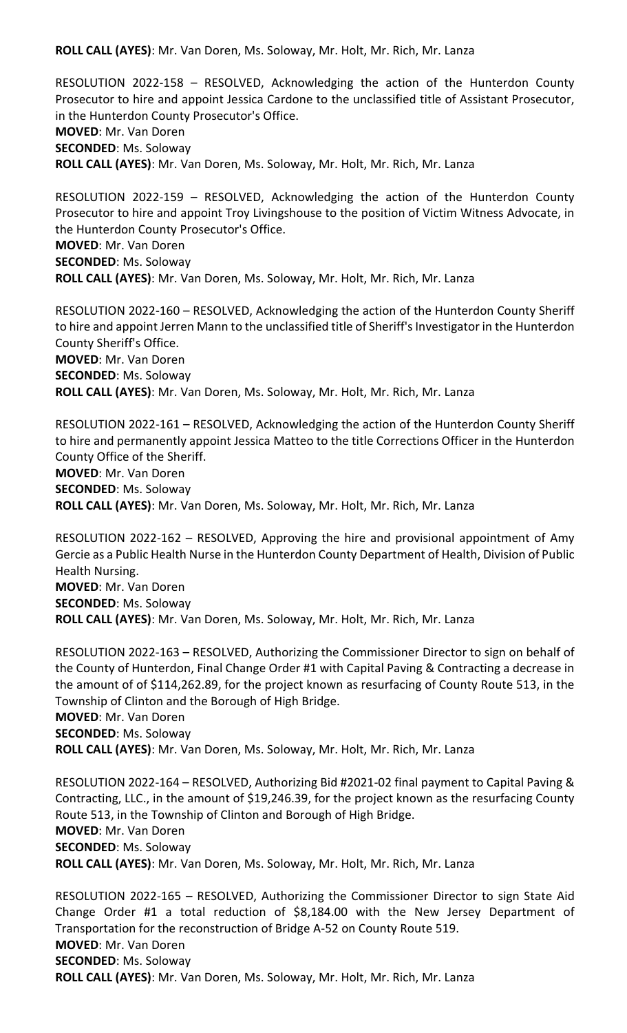**ROLL CALL (AYES)**: Mr. Van Doren, Ms. Soloway, Mr. Holt, Mr. Rich, Mr. Lanza

RESOLUTION 2022-158 – RESOLVED, Acknowledging the action of the Hunterdon County Prosecutor to hire and appoint Jessica Cardone to the unclassified title of Assistant Prosecutor, in the Hunterdon County Prosecutor's Office.
**MOVED**: Mr. Van Doren
**SECONDED**: Ms. Soloway
**ROLL CALL (AYES)**: Mr. Van Doren, Ms. Soloway, Mr. Holt, Mr. Rich, Mr. Lanza

RESOLUTION 2022-159 – RESOLVED, Acknowledging the action of the Hunterdon County Prosecutor to hire and appoint Troy Livingshouse to the position of Victim Witness Advocate, in the Hunterdon County Prosecutor's Office.
**MOVED**: Mr. Van Doren
**SECONDED**: Ms. Soloway
**ROLL CALL (AYES)**: Mr. Van Doren, Ms. Soloway, Mr. Holt, Mr. Rich, Mr. Lanza

RESOLUTION 2022-160 – RESOLVED, Acknowledging the action of the Hunterdon County Sheriff to hire and appoint Jerren Mann to the unclassified title of Sheriff's Investigator in the Hunterdon County Sheriff's Office.
**MOVED**: Mr. Van Doren
**SECONDED**: Ms. Soloway
**ROLL CALL (AYES)**: Mr. Van Doren, Ms. Soloway, Mr. Holt, Mr. Rich, Mr. Lanza

RESOLUTION 2022-161 – RESOLVED, Acknowledging the action of the Hunterdon County Sheriff to hire and permanently appoint Jessica Matteo to the title Corrections Officer in the Hunterdon County Office of the Sheriff.
**MOVED**: Mr. Van Doren
**SECONDED**: Ms. Soloway
**ROLL CALL (AYES)**: Mr. Van Doren, Ms. Soloway, Mr. Holt, Mr. Rich, Mr. Lanza

RESOLUTION 2022-162 – RESOLVED, Approving the hire and provisional appointment of Amy Gercie as a Public Health Nurse in the Hunterdon County Department of Health, Division of Public Health Nursing.
**MOVED**: Mr. Van Doren
**SECONDED**: Ms. Soloway
**ROLL CALL (AYES)**: Mr. Van Doren, Ms. Soloway, Mr. Holt, Mr. Rich, Mr. Lanza

RESOLUTION 2022-163 – RESOLVED, Authorizing the Commissioner Director to sign on behalf of the County of Hunterdon, Final Change Order #1 with Capital Paving & Contracting a decrease in the amount of of $114,262.89, for the project known as resurfacing of County Route 513, in the Township of Clinton and the Borough of High Bridge.
**MOVED**: Mr. Van Doren
**SECONDED**: Ms. Soloway
**ROLL CALL (AYES)**: Mr. Van Doren, Ms. Soloway, Mr. Holt, Mr. Rich, Mr. Lanza

RESOLUTION 2022-164 – RESOLVED, Authorizing Bid #2021-02 final payment to Capital Paving & Contracting, LLC., in the amount of $19,246.39, for the project known as the resurfacing County Route 513, in the Township of Clinton and Borough of High Bridge.
**MOVED**: Mr. Van Doren
**SECONDED**: Ms. Soloway
**ROLL CALL (AYES)**: Mr. Van Doren, Ms. Soloway, Mr. Holt, Mr. Rich, Mr. Lanza

RESOLUTION 2022-165 – RESOLVED, Authorizing the Commissioner Director to sign State Aid Change Order #1 a total reduction of $8,184.00 with the New Jersey Department of Transportation for the reconstruction of Bridge A-52 on County Route 519.
**MOVED**: Mr. Van Doren
**SECONDED**: Ms. Soloway
**ROLL CALL (AYES)**: Mr. Van Doren, Ms. Soloway, Mr. Holt, Mr. Rich, Mr. Lanza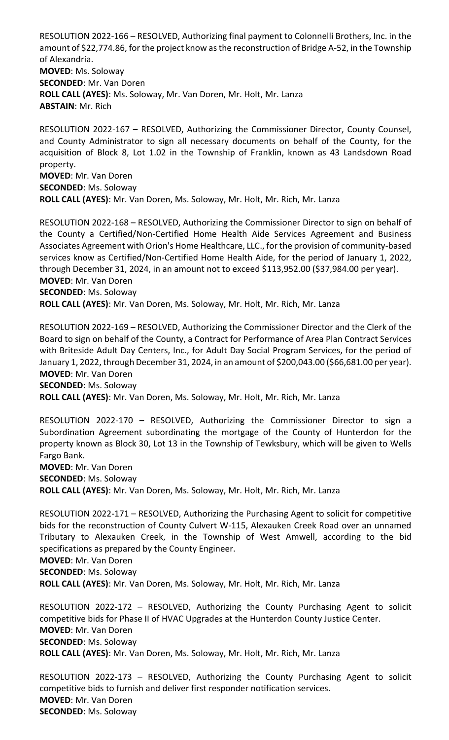RESOLUTION 2022-166 – RESOLVED, Authorizing final payment to Colonnelli Brothers, Inc. in the amount of $22,774.86, for the project know as the reconstruction of Bridge A-52, in the Township of Alexandria.
**MOVED**: Ms. Soloway
**SECONDED**: Mr. Van Doren
**ROLL CALL (AYES)**: Ms. Soloway, Mr. Van Doren, Mr. Holt, Mr. Lanza
**ABSTAIN**: Mr. Rich

RESOLUTION 2022-167 – RESOLVED, Authorizing the Commissioner Director, County Counsel, and County Administrator to sign all necessary documents on behalf of the County, for the acquisition of Block 8, Lot 1.02 in the Township of Franklin, known as 43 Landsdown Road property.
**MOVED**: Mr. Van Doren
**SECONDED**: Ms. Soloway
**ROLL CALL (AYES)**: Mr. Van Doren, Ms. Soloway, Mr. Holt, Mr. Rich, Mr. Lanza

RESOLUTION 2022-168 – RESOLVED, Authorizing the Commissioner Director to sign on behalf of the County a Certified/Non-Certified Home Health Aide Services Agreement and Business Associates Agreement with Orion's Home Healthcare, LLC., for the provision of community-based services know as Certified/Non-Certified Home Health Aide, for the period of January 1, 2022, through December 31, 2024, in an amount not to exceed $113,952.00 ($37,984.00 per year).
**MOVED**: Mr. Van Doren
**SECONDED**: Ms. Soloway
**ROLL CALL (AYES)**: Mr. Van Doren, Ms. Soloway, Mr. Holt, Mr. Rich, Mr. Lanza

RESOLUTION 2022-169 – RESOLVED, Authorizing the Commissioner Director and the Clerk of the Board to sign on behalf of the County, a Contract for Performance of Area Plan Contract Services with Briteside Adult Day Centers, Inc., for Adult Day Social Program Services, for the period of January 1, 2022, through December 31, 2024, in an amount of $200,043.00 ($66,681.00 per year).
**MOVED**: Mr. Van Doren
**SECONDED**: Ms. Soloway
**ROLL CALL (AYES)**: Mr. Van Doren, Ms. Soloway, Mr. Holt, Mr. Rich, Mr. Lanza

RESOLUTION 2022-170 – RESOLVED, Authorizing the Commissioner Director to sign a Subordination Agreement subordinating the mortgage of the County of Hunterdon for the property known as Block 30, Lot 13 in the Township of Tewksbury, which will be given to Wells Fargo Bank.
**MOVED**: Mr. Van Doren
**SECONDED**: Ms. Soloway
**ROLL CALL (AYES)**: Mr. Van Doren, Ms. Soloway, Mr. Holt, Mr. Rich, Mr. Lanza

RESOLUTION 2022-171 – RESOLVED, Authorizing the Purchasing Agent to solicit for competitive bids for the reconstruction of County Culvert W-115, Alexauken Creek Road over an unnamed Tributary to Alexauken Creek, in the Township of West Amwell, according to the bid specifications as prepared by the County Engineer.
**MOVED**: Mr. Van Doren
**SECONDED**: Ms. Soloway
**ROLL CALL (AYES)**: Mr. Van Doren, Ms. Soloway, Mr. Holt, Mr. Rich, Mr. Lanza

RESOLUTION 2022-172 – RESOLVED, Authorizing the County Purchasing Agent to solicit competitive bids for Phase II of HVAC Upgrades at the Hunterdon County Justice Center.
**MOVED**: Mr. Van Doren
**SECONDED**: Ms. Soloway
**ROLL CALL (AYES)**: Mr. Van Doren, Ms. Soloway, Mr. Holt, Mr. Rich, Mr. Lanza

RESOLUTION 2022-173 – RESOLVED, Authorizing the County Purchasing Agent to solicit competitive bids to furnish and deliver first responder notification services.
**MOVED**: Mr. Van Doren
**SECONDED**: Ms. Soloway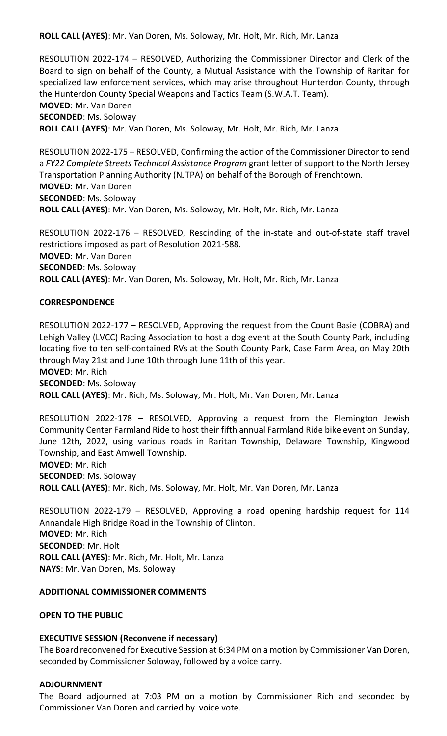**ROLL CALL (AYES)**: Mr. Van Doren, Ms. Soloway, Mr. Holt, Mr. Rich, Mr. Lanza

RESOLUTION 2022-174 – RESOLVED, Authorizing the Commissioner Director and Clerk of the Board to sign on behalf of the County, a Mutual Assistance with the Township of Raritan for specialized law enforcement services, which may arise throughout Hunterdon County, through the Hunterdon County Special Weapons and Tactics Team (S.W.A.T. Team).
**MOVED**: Mr. Van Doren
**SECONDED**: Ms. Soloway
**ROLL CALL (AYES)**: Mr. Van Doren, Ms. Soloway, Mr. Holt, Mr. Rich, Mr. Lanza

RESOLUTION 2022-175 – RESOLVED, Confirming the action of the Commissioner Director to send a *FY22 Complete Streets Technical Assistance Program* grant letter of support to the North Jersey Transportation Planning Authority (NJTPA) on behalf of the Borough of Frenchtown.
**MOVED**: Mr. Van Doren
**SECONDED**: Ms. Soloway
**ROLL CALL (AYES)**: Mr. Van Doren, Ms. Soloway, Mr. Holt, Mr. Rich, Mr. Lanza

RESOLUTION 2022-176 – RESOLVED, Rescinding of the in-state and out-of-state staff travel restrictions imposed as part of Resolution 2021-588.
**MOVED**: Mr. Van Doren
**SECONDED**: Ms. Soloway
**ROLL CALL (AYES)**: Mr. Van Doren, Ms. Soloway, Mr. Holt, Mr. Rich, Mr. Lanza

**CORRESPONDENCE**

RESOLUTION 2022-177 – RESOLVED, Approving the request from the Count Basie (COBRA) and Lehigh Valley (LVCC) Racing Association to host a dog event at the South County Park, including locating five to ten self-contained RVs at the South County Park, Case Farm Area, on May 20th through May 21st and June 10th through June 11th of this year.
**MOVED**: Mr. Rich
**SECONDED**: Ms. Soloway
**ROLL CALL (AYES)**: Mr. Rich, Ms. Soloway, Mr. Holt, Mr. Van Doren, Mr. Lanza

RESOLUTION 2022-178 – RESOLVED, Approving a request from the Flemington Jewish Community Center Farmland Ride to host their fifth annual Farmland Ride bike event on Sunday, June 12th, 2022, using various roads in Raritan Township, Delaware Township, Kingwood Township, and East Amwell Township.
**MOVED**: Mr. Rich
**SECONDED**: Ms. Soloway
**ROLL CALL (AYES)**: Mr. Rich, Ms. Soloway, Mr. Holt, Mr. Van Doren, Mr. Lanza

RESOLUTION 2022-179 – RESOLVED, Approving a road opening hardship request for 114 Annandale High Bridge Road in the Township of Clinton.
**MOVED**: Mr. Rich
**SECONDED**: Mr. Holt
**ROLL CALL (AYES)**: Mr. Rich, Mr. Holt, Mr. Lanza
**NAYS**: Mr. Van Doren, Ms. Soloway

**ADDITIONAL COMMISSIONER COMMENTS**

**OPEN TO THE PUBLIC**

**EXECUTIVE SESSION (Reconvene if necessary)**
The Board reconvened for Executive Session at 6:34 PM on a motion by Commissioner Van Doren, seconded by Commissioner Soloway, followed by a voice carry.

**ADJOURNMENT**
The Board adjourned at 7:03 PM on a motion by Commissioner Rich and seconded by Commissioner Van Doren and carried by voice vote.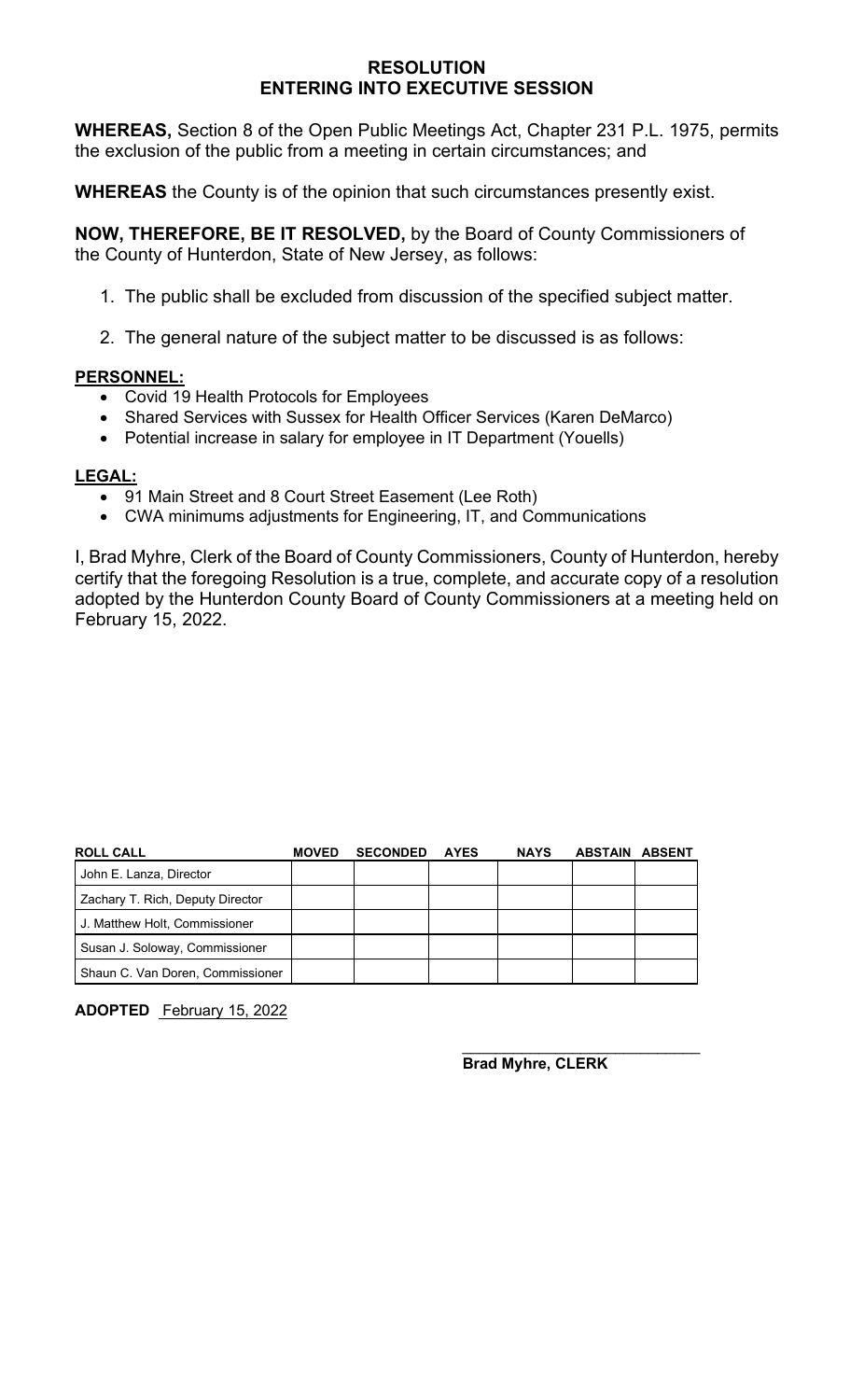# RESOLUTION
# ENTERING INTO EXECUTIVE SESSION

**WHEREAS,** Section 8 of the Open Public Meetings Act, Chapter 231 P.L. 1975, permits the exclusion of the public from a meeting in certain circumstances; and

**WHEREAS** the County is of the opinion that such circumstances presently exist.

**NOW, THEREFORE, BE IT RESOLVED,** by the Board of County Commissioners of the County of Hunterdon, State of New Jersey, as follows:

1. The public shall be excluded from discussion of the specified subject matter.
2. The general nature of the subject matter to be discussed is as follows:

**PERSONNEL:**

- Covid 19 Health Protocols for Employees
- Shared Services with Sussex for Health Officer Services (Karen DeMarco)
- Potential increase in salary for employee in IT Department (Youells)

**LEGAL:**

- 91 Main Street and 8 Court Street Easement (Lee Roth)
- CWA minimums adjustments for Engineering, IT, and Communications

I, Brad Myhre, Clerk of the Board of County Commissioners, County of Hunterdon, hereby certify that the foregoing Resolution is a true, complete, and accurate copy of a resolution adopted by the Hunterdon County Board of County Commissioners at a meeting held on February 15, 2022.

| ROLL CALL | MOVED | SECONDED | AYES | NAYS | ABSTAIN | ABSENT |
|---|---|---|---|---|---|---|
| John E. Lanza, Director | | | | | | |
| Zachary T. Rich, Deputy Director | | | | | | |
| J. Matthew Holt, Commissioner | | | | | | |
| Susan J. Soloway, Commissioner | | | | | | |
| Shaun C. Van Doren, Commissioner | | | | | | |

**ADOPTED** February 15, 2022

___________________________
**Brad Myhre, CLERK**